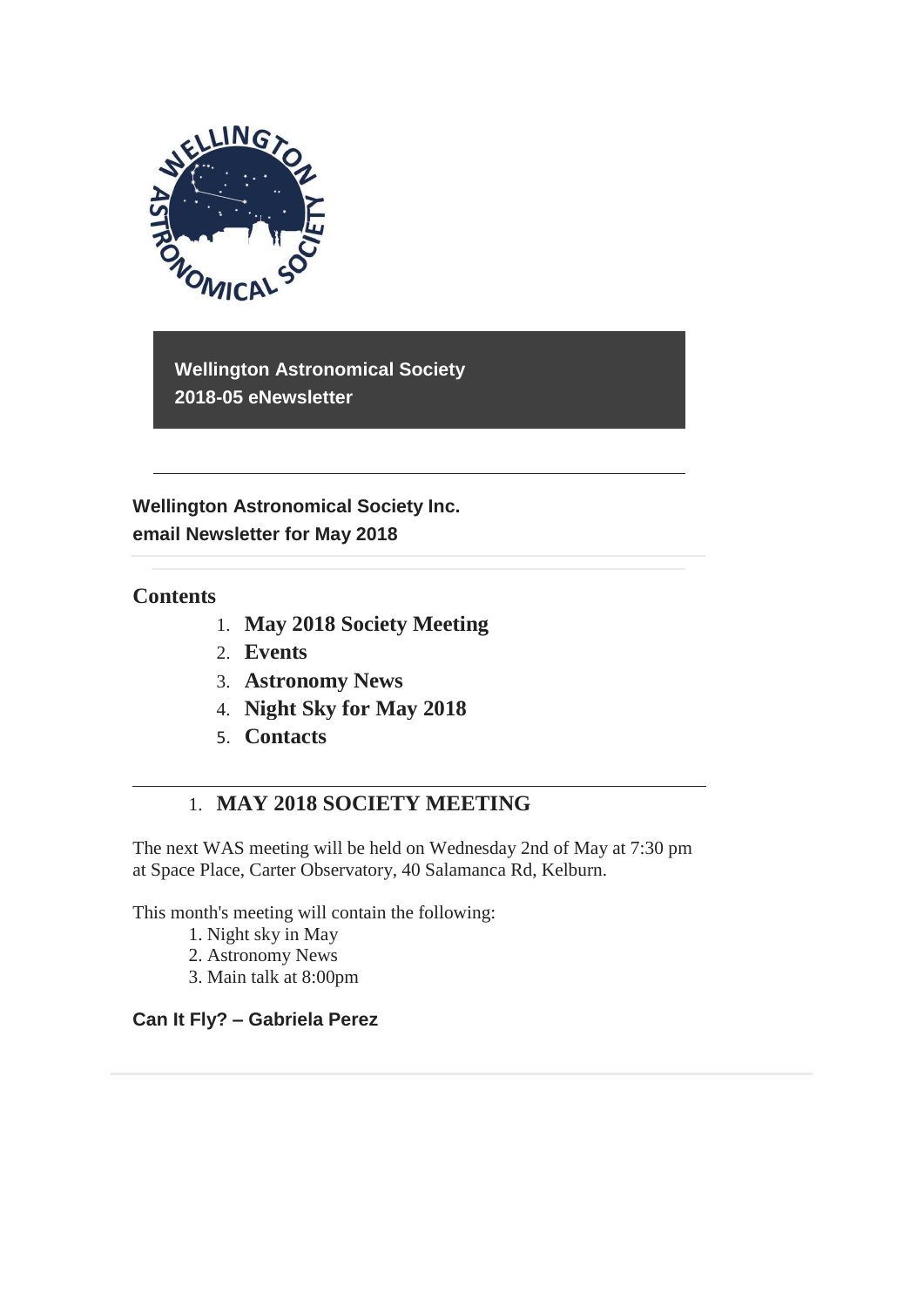**Wellington Astronomical Society**
**2018-05 eNewsletter**

---

**Wellington Astronomical Society Inc.**
**email Newsletter for May 2018**

## Contents

1. **May 2018 Society Meeting**
2. **Events**
3. **Astronomy News**
4. **Night Sky for May 2018**
5. **Contacts**

---

## 1. MAY 2018 SOCIETY MEETING

The next WAS meeting will be held on Wednesday 2nd of May at 7:30 pm at Space Place, Carter Observatory, 40 Salamanca Rd, Kelburn.

This month's meeting will contain the following:

1. Night sky in May
2. Astronomy News
3. Main talk at 8:00pm

**Can It Fly? – Gabriela Perez**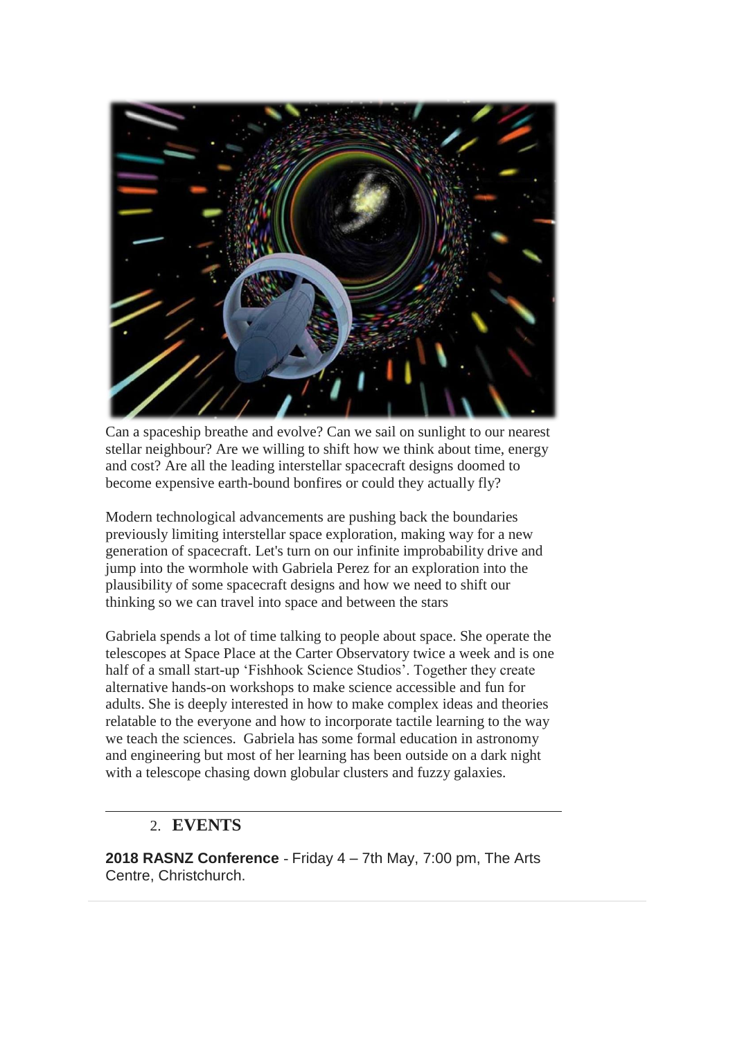Can a spaceship breathe and evolve? Can we sail on sunlight to our nearest stellar neighbour? Are we willing to shift how we think about time, energy and cost? Are all the leading interstellar spacecraft designs doomed to become expensive earth-bound bonfires or could they actually fly?

Modern technological advancements are pushing back the boundaries previously limiting interstellar space exploration, making way for a new generation of spacecraft. Let's turn on our infinite improbability drive and jump into the wormhole with Gabriela Perez for an exploration into the plausibility of some spacecraft designs and how we need to shift our thinking so we can travel into space and between the stars

Gabriela spends a lot of time talking to people about space. She operate the telescopes at Space Place at the Carter Observatory twice a week and is one half of a small start-up 'Fishhook Science Studios'. Together they create alternative hands-on workshops to make science accessible and fun for adults. She is deeply interested in how to make complex ideas and theories relatable to the everyone and how to incorporate tactile learning to the way we teach the sciences. Gabriela has some formal education in astronomy and engineering but most of her learning has been outside on a dark night with a telescope chasing down globular clusters and fuzzy galaxies.

---

## 2. EVENTS

**2018 RASNZ Conference** - Friday 4 – 7th May, 7:00 pm, The Arts Centre, Christchurch.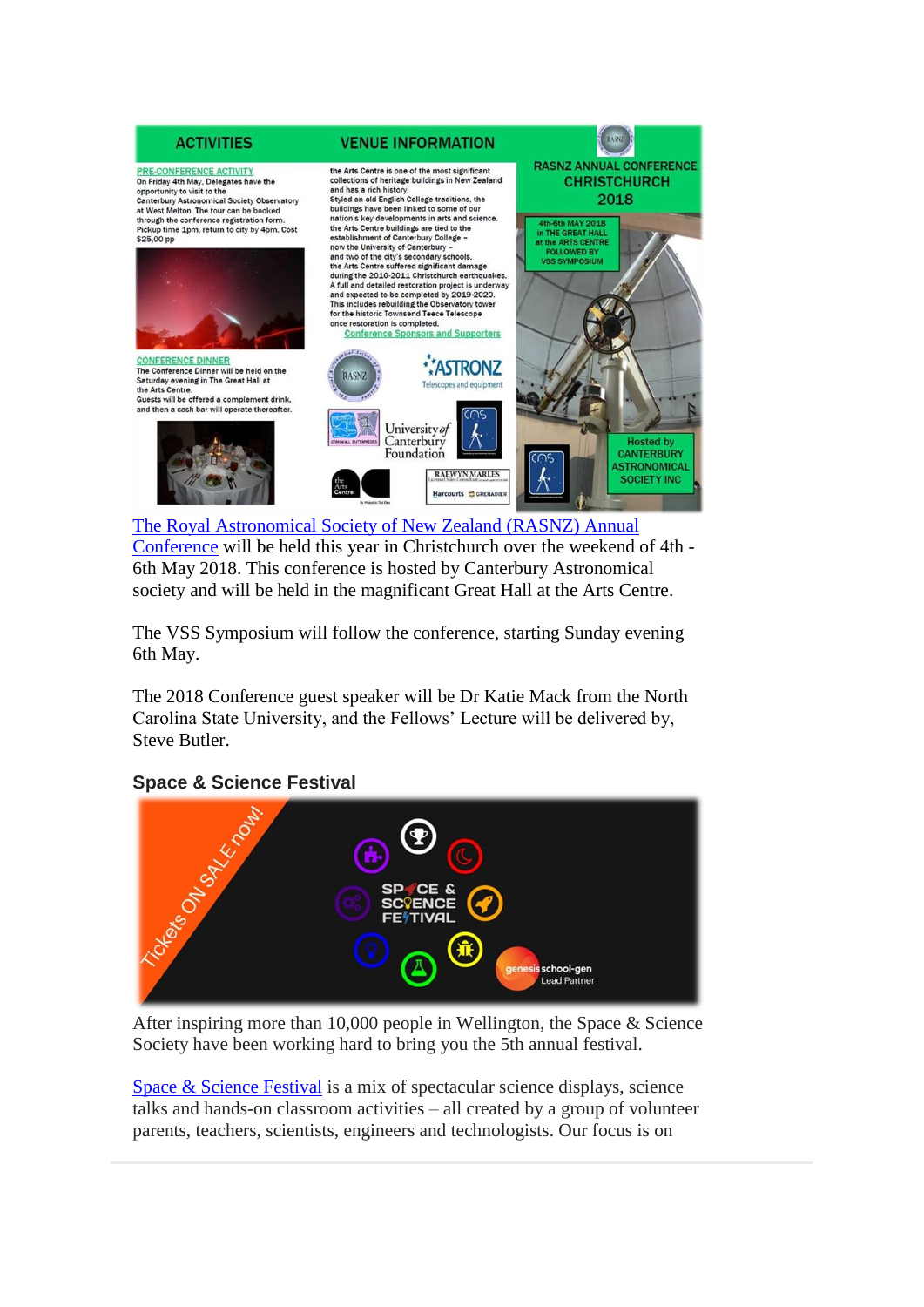[The Royal Astronomical Society of New Zealand (RASNZ) Annual Conference](#) will be held this year in Christchurch over the weekend of 4th - 6th May 2018. This conference is hosted by Canterbury Astronomical society and will be held in the magnificant Great Hall at the Arts Centre.

The VSS Symposium will follow the conference, starting Sunday evening 6th May.

The 2018 Conference guest speaker will be Dr Katie Mack from the North Carolina State University, and the Fellows' Lecture will be delivered by, Steve Butler.

**Space & Science Festival**

After inspiring more than 10,000 people in Wellington, the Space & Science Society have been working hard to bring you the 5th annual festival.

[Space & Science Festival](#) is a mix of spectacular science displays, science talks and hands-on classroom activities – all created by a group of volunteer parents, teachers, scientists, engineers and technologists. Our focus is on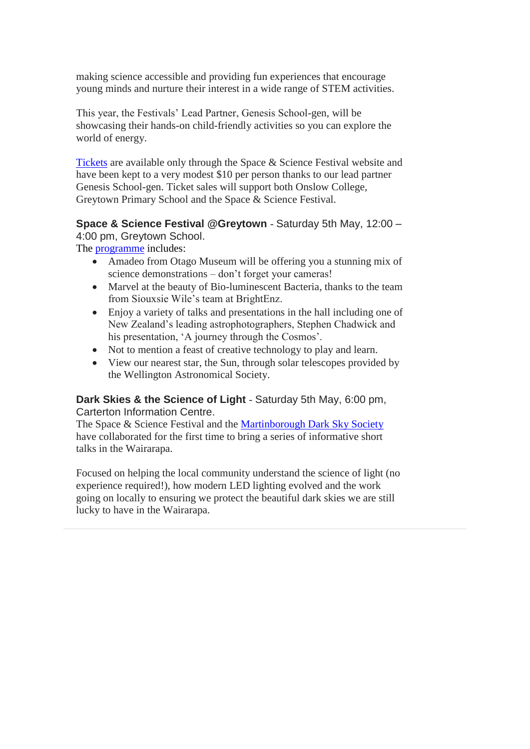making science accessible and providing fun experiences that encourage young minds and nurture their interest in a wide range of STEM activities.

This year, the Festivals' Lead Partner, Genesis School-gen, will be showcasing their hands-on child-friendly activities so you can explore the world of energy.

Tickets are available only through the Space & Science Festival website and have been kept to a very modest $10 per person thanks to our lead partner Genesis School-gen. Ticket sales will support both Onslow College, Greytown Primary School and the Space & Science Festival.

**Space & Science Festival @Greytown** - Saturday 5th May, 12:00 – 4:00 pm, Greytown School.
The programme includes:

- Amadeo from Otago Museum will be offering you a stunning mix of science demonstrations – don't forget your cameras!
- Marvel at the beauty of Bio-luminescent Bacteria, thanks to the team from Siouxsie Wile's team at BrightEnz.
- Enjoy a variety of talks and presentations in the hall including one of New Zealand's leading astrophotographers, Stephen Chadwick and his presentation, 'A journey through the Cosmos'.
- Not to mention a feast of creative technology to play and learn.
- View our nearest star, the Sun, through solar telescopes provided by the Wellington Astronomical Society.

**Dark Skies & the Science of Light** - Saturday 5th May, 6:00 pm, Carterton Information Centre.
The Space & Science Festival and the Martinborough Dark Sky Society have collaborated for the first time to bring a series of informative short talks in the Wairarapa.

Focused on helping the local community understand the science of light (no experience required!), how modern LED lighting evolved and the work going on locally to ensuring we protect the beautiful dark skies we are still lucky to have in the Wairarapa.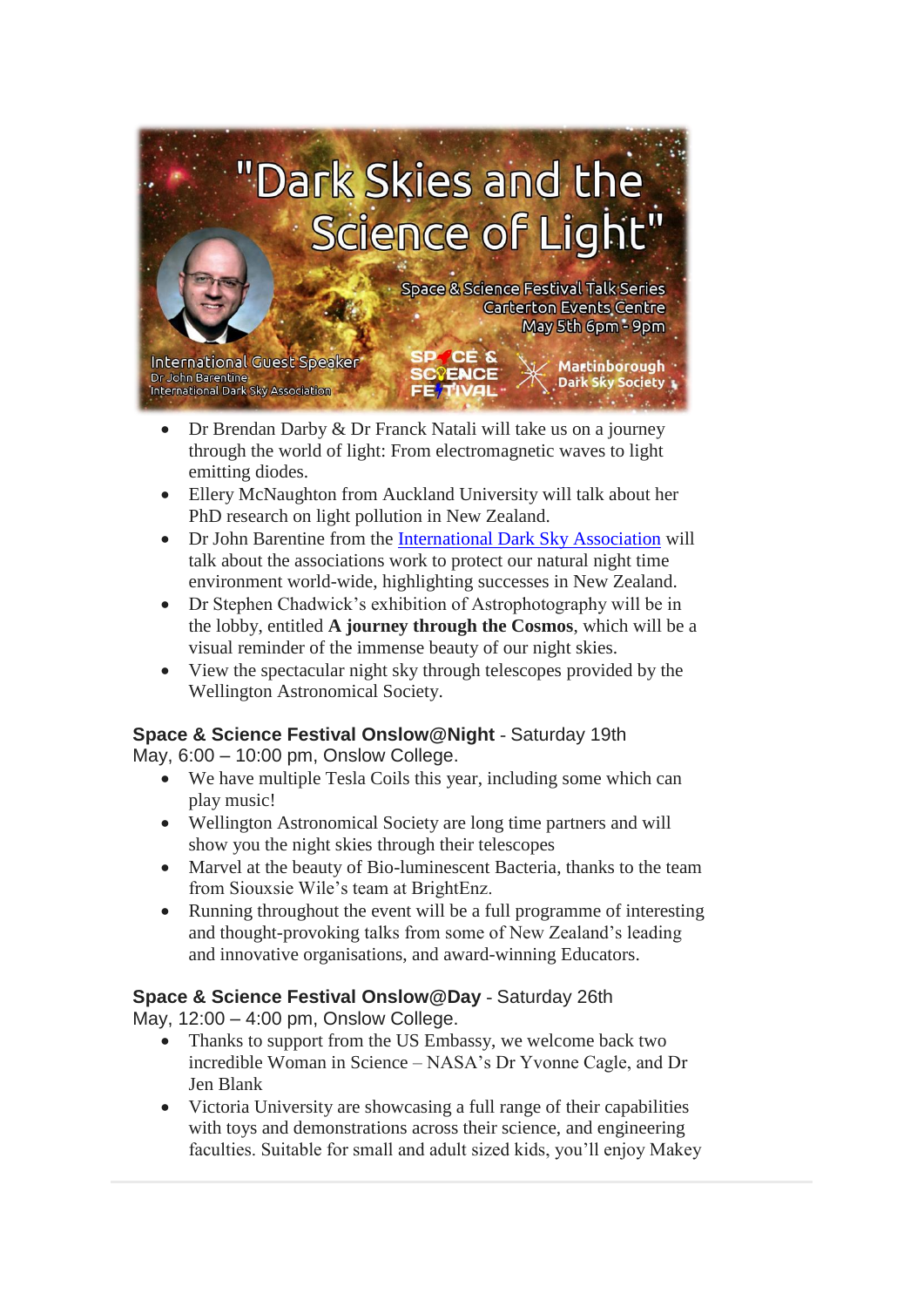"Dark Skies and the Science of Light"

Space & Science Festival Talk Series
Carterton Events Centre
May 5th 6pm - 9pm

International Guest Speaker
Dr John Barentine
International Dark Sky Association

SPACE & SCIENCE FESTIVAL

Martinborough Dark Sky Society

- Dr Brendan Darby & Dr Franck Natali will take us on a journey through the world of light: From electromagnetic waves to light emitting diodes.
- Ellery McNaughton from Auckland University will talk about her PhD research on light pollution in New Zealand.
- Dr John Barentine from the International Dark Sky Association will talk about the associations work to protect our natural night time environment world-wide, highlighting successes in New Zealand.
- Dr Stephen Chadwick's exhibition of Astrophotography will be in the lobby, entitled **A journey through the Cosmos**, which will be a visual reminder of the immense beauty of our night skies.
- View the spectacular night sky through telescopes provided by the Wellington Astronomical Society.

**Space & Science Festival Onslow@Night** - Saturday 19th May, 6:00 – 10:00 pm, Onslow College.

- We have multiple Tesla Coils this year, including some which can play music!
- Wellington Astronomical Society are long time partners and will show you the night skies through their telescopes
- Marvel at the beauty of Bio-luminescent Bacteria, thanks to the team from Siouxsie Wile's team at BrightEnz.
- Running throughout the event will be a full programme of interesting and thought-provoking talks from some of New Zealand's leading and innovative organisations, and award-winning Educators.

**Space & Science Festival Onslow@Day** - Saturday 26th May, 12:00 – 4:00 pm, Onslow College.

- Thanks to support from the US Embassy, we welcome back two incredible Woman in Science – NASA's Dr Yvonne Cagle, and Dr Jen Blank
- Victoria University are showcasing a full range of their capabilities with toys and demonstrations across their science, and engineering faculties. Suitable for small and adult sized kids, you'll enjoy Makey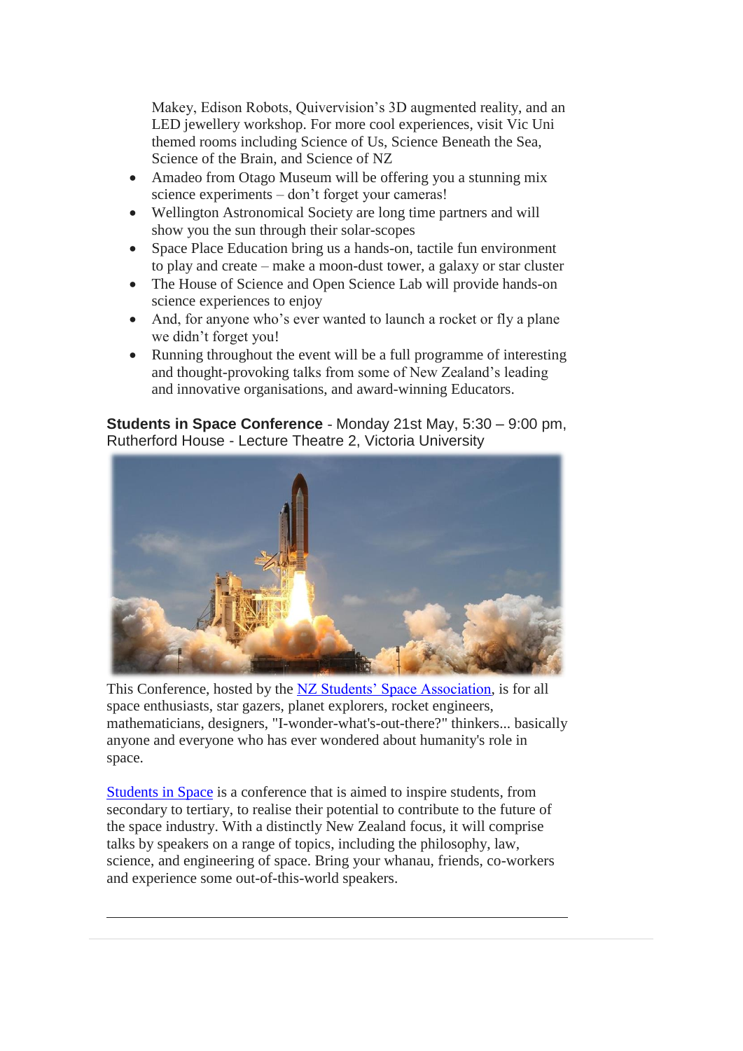Makey, Edison Robots, Quivervision's 3D augmented reality, and an LED jewellery workshop. For more cool experiences, visit Vic Uni themed rooms including Science of Us, Science Beneath the Sea, Science of the Brain, and Science of NZ

- Amadeo from Otago Museum will be offering you a stunning mix science experiments – don't forget your cameras!
- Wellington Astronomical Society are long time partners and will show you the sun through their solar-scopes
- Space Place Education bring us a hands-on, tactile fun environment to play and create – make a moon-dust tower, a galaxy or star cluster
- The House of Science and Open Science Lab will provide hands-on science experiences to enjoy
- And, for anyone who's ever wanted to launch a rocket or fly a plane we didn't forget you!
- Running throughout the event will be a full programme of interesting and thought-provoking talks from some of New Zealand's leading and innovative organisations, and award-winning Educators.

**Students in Space Conference** - Monday 21st May, 5:30 – 9:00 pm, Rutherford House - Lecture Theatre 2, Victoria University

This Conference, hosted by the NZ Students' Space Association, is for all space enthusiasts, star gazers, planet explorers, rocket engineers, mathematicians, designers, "I-wonder-what's-out-there?" thinkers... basically anyone and everyone who has ever wondered about humanity's role in space.

Students in Space is a conference that is aimed to inspire students, from secondary to tertiary, to realise their potential to contribute to the future of the space industry. With a distinctly New Zealand focus, it will comprise talks by speakers on a range of topics, including the philosophy, law, science, and engineering of space. Bring your whanau, friends, co-workers and experience some out-of-this-world speakers.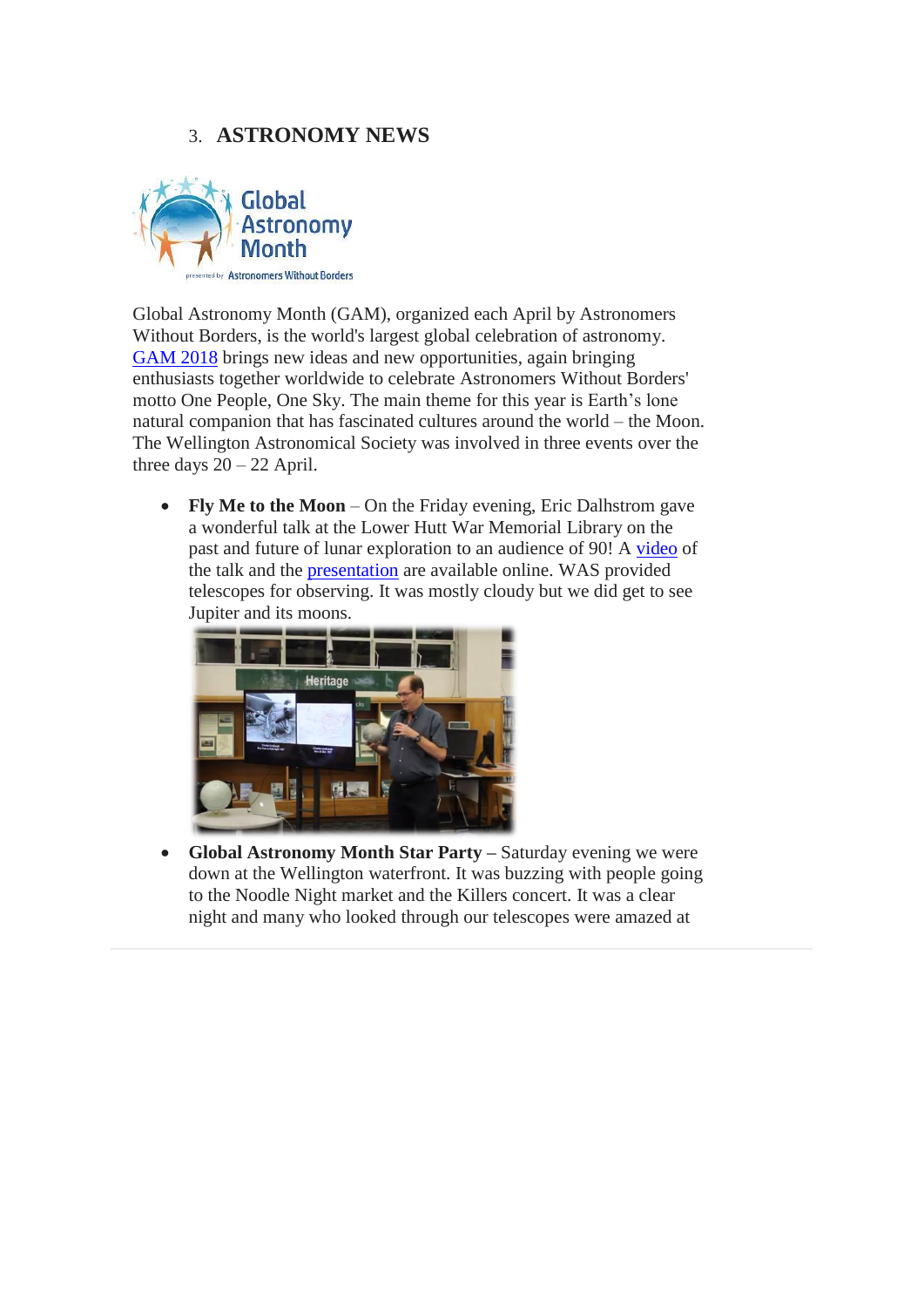## 3. ASTRONOMY NEWS

Global Astronomy Month (GAM), organized each April by Astronomers Without Borders, is the world's largest global celebration of astronomy. GAM 2018 brings new ideas and new opportunities, again bringing enthusiasts together worldwide to celebrate Astronomers Without Borders' motto One People, One Sky. The main theme for this year is Earth's lone natural companion that has fascinated cultures around the world – the Moon. The Wellington Astronomical Society was involved in three events over the three days 20 – 22 April.

- **Fly Me to the Moon** – On the Friday evening, Eric Dalhstrom gave a wonderful talk at the Lower Hutt War Memorial Library on the past and future of lunar exploration to an audience of 90! A video of the talk and the presentation are available online. WAS provided telescopes for observing. It was mostly cloudy but we did get to see Jupiter and its moons.
- **Global Astronomy Month Star Party –** Saturday evening we were down at the Wellington waterfront. It was buzzing with people going to the Noodle Night market and the Killers concert. It was a clear night and many who looked through our telescopes were amazed at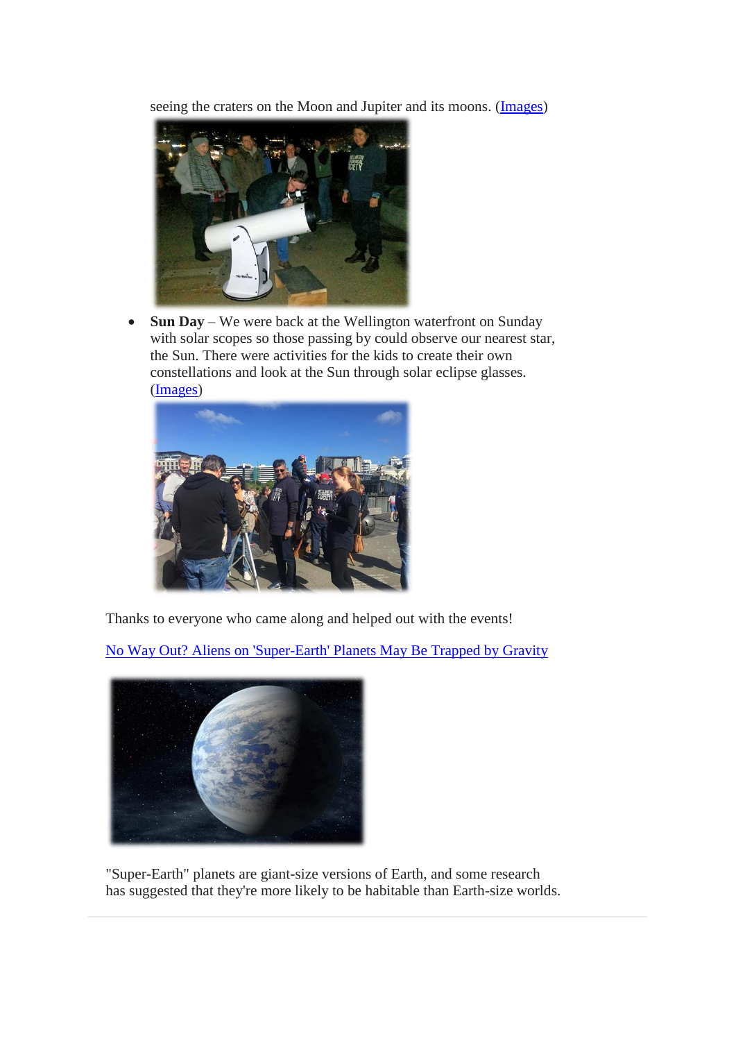seeing the craters on the Moon and Jupiter and its moons. ([Images](Images))

- **Sun Day** – We were back at the Wellington waterfront on Sunday with solar scopes so those passing by could observe our nearest star, the Sun. There were activities for the kids to create their own constellations and look at the Sun through solar eclipse glasses. ([Images](Images))

Thanks to everyone who came along and helped out with the events!

[No Way Out? Aliens on 'Super-Earth' Planets May Be Trapped by Gravity](No Way Out? Aliens on 'Super-Earth' Planets May Be Trapped by Gravity)

"Super-Earth" planets are giant-size versions of Earth, and some research has suggested that they're more likely to be habitable than Earth-size worlds.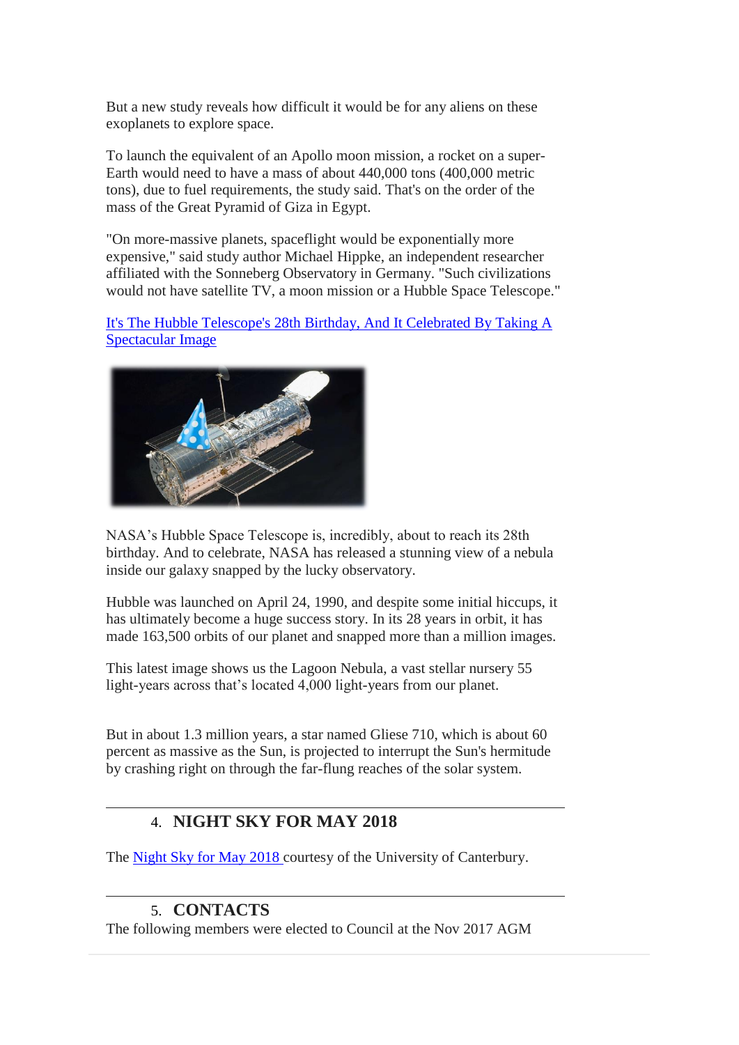But a new study reveals how difficult it would be for any aliens on these exoplanets to explore space.

To launch the equivalent of an Apollo moon mission, a rocket on a super-Earth would need to have a mass of about 440,000 tons (400,000 metric tons), due to fuel requirements, the study said. That's on the order of the mass of the Great Pyramid of Giza in Egypt.

"On more-massive planets, spaceflight would be exponentially more expensive," said study author Michael Hippke, an independent researcher affiliated with the Sonneberg Observatory in Germany. "Such civilizations would not have satellite TV, a moon mission or a Hubble Space Telescope."

[It's The Hubble Telescope's 28th Birthday, And It Celebrated By Taking A Spectacular Image]

NASA's Hubble Space Telescope is, incredibly, about to reach its 28th birthday. And to celebrate, NASA has released a stunning view of a nebula inside our galaxy snapped by the lucky observatory.

Hubble was launched on April 24, 1990, and despite some initial hiccups, it has ultimately become a huge success story. In its 28 years in orbit, it has made 163,500 orbits of our planet and snapped more than a million images.

This latest image shows us the Lagoon Nebula, a vast stellar nursery 55 light-years across that's located 4,000 light-years from our planet.

But in about 1.3 million years, a star named Gliese 710, which is about 60 percent as massive as the Sun, is projected to interrupt the Sun's hermitude by crashing right on through the far-flung reaches of the solar system.

---

## 4. NIGHT SKY FOR MAY 2018

The [Night Sky for May 2018] courtesy of the University of Canterbury.

---

## 5. CONTACTS

The following members were elected to Council at the Nov 2017 AGM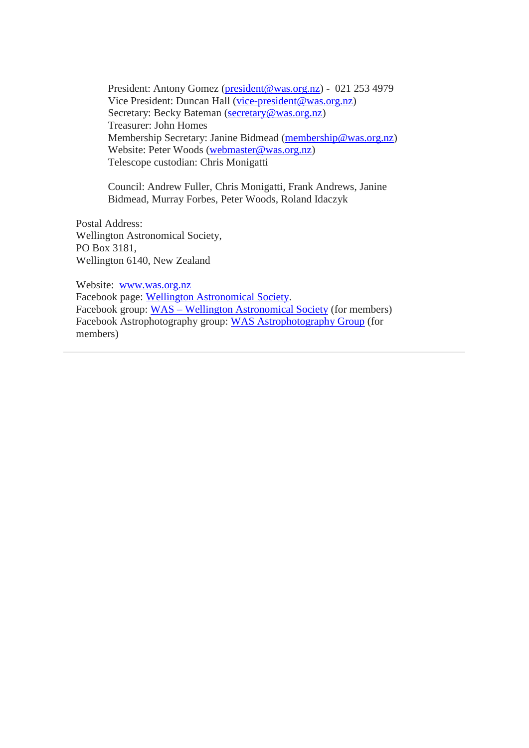President: Antony Gomez (president@was.org.nz) - 021 253 4979
Vice President: Duncan Hall (vice-president@was.org.nz)
Secretary: Becky Bateman (secretary@was.org.nz)
Treasurer: John Homes
Membership Secretary: Janine Bidmead (membership@was.org.nz)
Website: Peter Woods (webmaster@was.org.nz)
Telescope custodian: Chris Monigatti

Council: Andrew Fuller, Chris Monigatti, Frank Andrews, Janine Bidmead, Murray Forbes, Peter Woods, Roland Idaczyk

Postal Address:
Wellington Astronomical Society,
PO Box 3181,
Wellington 6140, New Zealand

Website: www.was.org.nz
Facebook page: Wellington Astronomical Society.
Facebook group: WAS – Wellington Astronomical Society (for members)
Facebook Astrophotography group: WAS Astrophotography Group (for members)

---